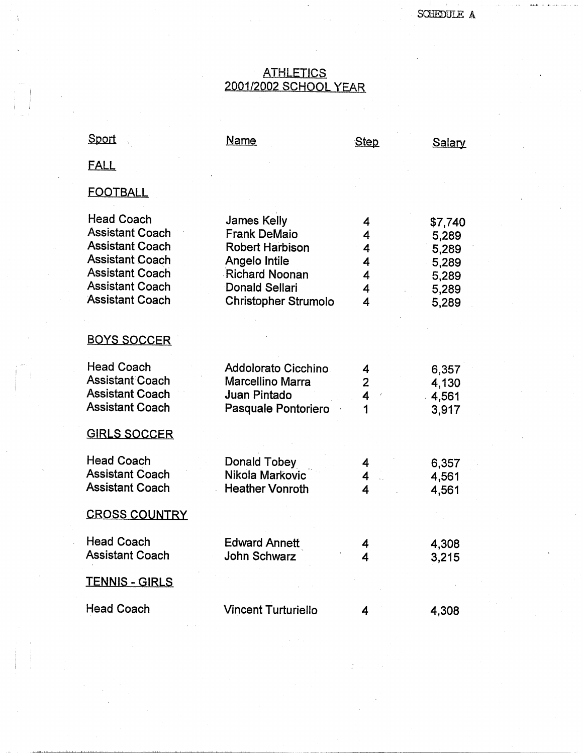SCHEDULE A

# ATHLETICS
## 2001/2002 SCHOOL YEAR

| Sport | Name | Step | Salary |
|---|---|---|---|
| **FALL** | | | |
| **FOOTBALL** | | | |
| Head Coach | James Kelly | 4 | $7,740 |
| Assistant Coach | Frank DeMaio | 4 | 5,289 |
| Assistant Coach | Robert Harbison | 4 | 5,289 |
| Assistant Coach | Angelo Intile | 4 | 5,289 |
| Assistant Coach | Richard Noonan | 4 | 5,289 |
| Assistant Coach | Donald Sellari | 4 | 5,289 |
| Assistant Coach | Christopher Strumolo | 4 | 5,289 |
| **BOYS SOCCER** | | | |
| Head Coach | Addolorato Cicchino | 4 | 6,357 |
| Assistant Coach | Marcellino Marra | 2 | 4,130 |
| Assistant Coach | Juan Pintado | 4 | 4,561 |
| Assistant Coach | Pasquale Pontoriero | 1 | 3,917 |
| **GIRLS SOCCER** | | | |
| Head Coach | Donald Tobey | 4 | 6,357 |
| Assistant Coach | Nikola Markovic | 4 | 4,561 |
| Assistant Coach | Heather Vonroth | 4 | 4,561 |
| **CROSS COUNTRY** | | | |
| Head Coach | Edward Annett | 4 | 4,308 |
| Assistant Coach | John Schwarz | 4 | 3,215 |
| **TENNIS - GIRLS** | | | |
| Head Coach | Vincent Turturiello | 4 | 4,308 |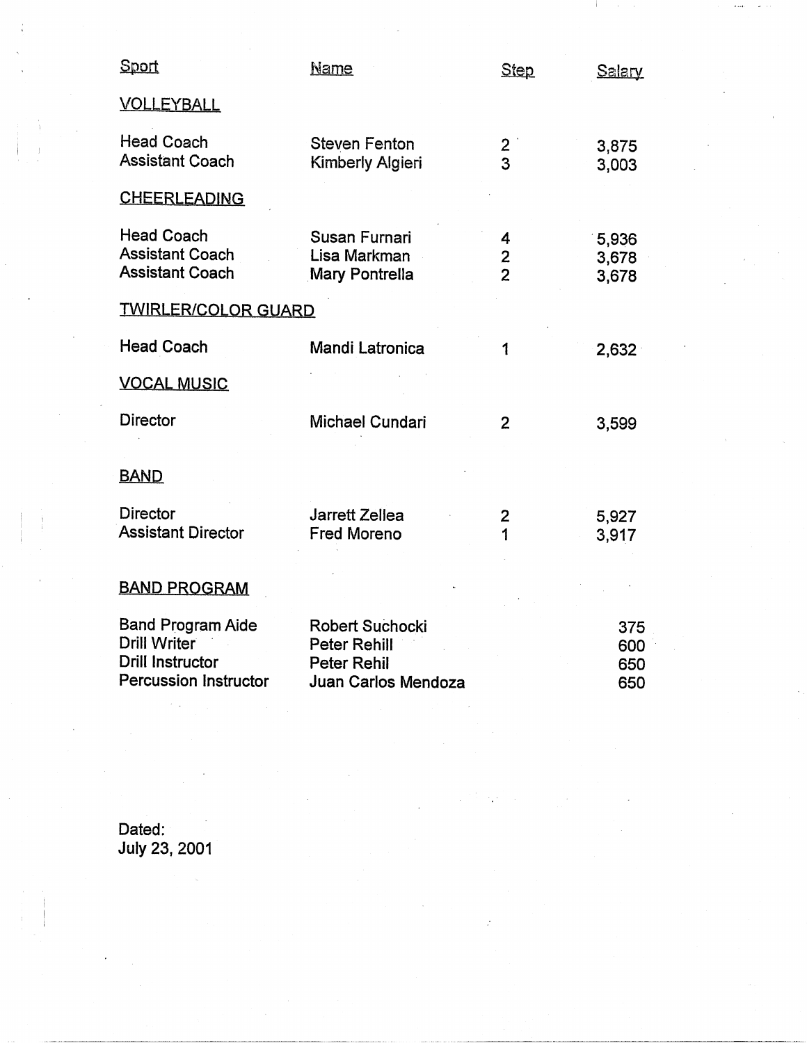| Sport | Name | Step | Salary |
|---|---|---|---|
| VOLLEYBALL | | | |
| Head Coach | Steven Fenton | 2 | 3,875 |
| Assistant Coach | Kimberly Algieri | 3 | 3,003 |
| CHEERLEADING | | | |
| Head Coach | Susan Furnari | 4 | 5,936 |
| Assistant Coach | Lisa Markman | 2 | 3,678 |
| Assistant Coach | Mary Pontrella | 2 | 3,678 |
| TWIRLER/COLOR GUARD | | | |
| Head Coach | Mandi Latronica | 1 | 2,632 |
| VOCAL MUSIC | | | |
| Director | Michael Cundari | 2 | 3,599 |
| BAND | | | |
| Director | Jarrett Zellea | 2 | 5,927 |
| Assistant Director | Fred Moreno | 1 | 3,917 |
| BAND PROGRAM | | | |
| Band Program Aide | Robert Suchocki | | 375 |
| Drill Writer | Peter Rehill | | 600 |
| Drill Instructor | Peter Rehil | | 650 |
| Percussion Instructor | Juan Carlos Mendoza | | 650 |

Dated:
July 23, 2001